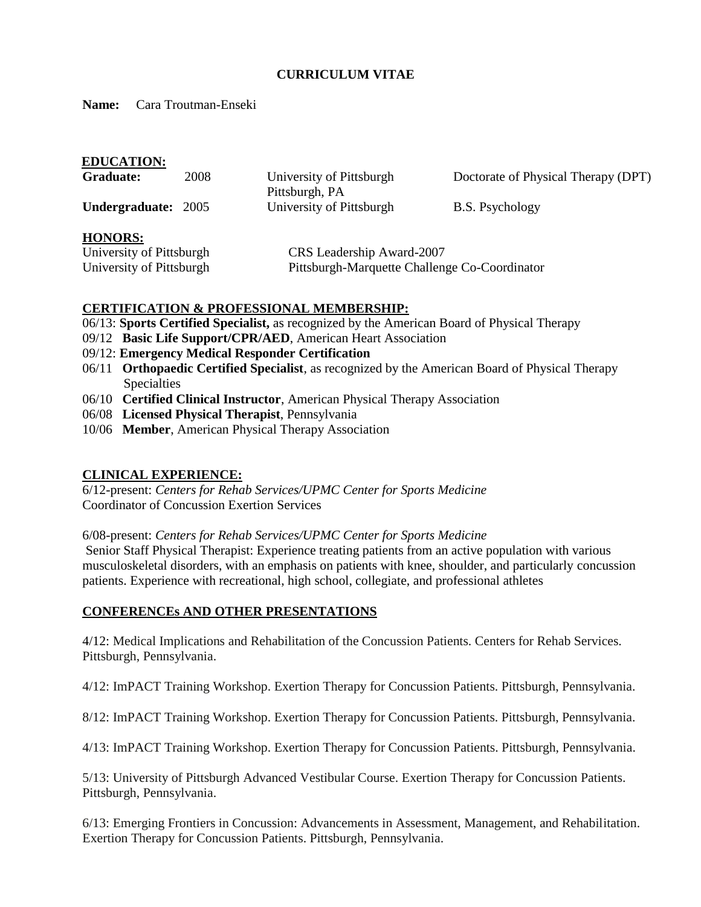# CURRICULUM VITAE

**Name:** Cara Troutman-Enseki

## EDUCATION:

| | | | |
|---|---|---|---|
| **Graduate:** | 2008 | University of Pittsburgh<br>Pittsburgh, PA | Doctorate of Physical Therapy (DPT) |
| **Undergraduate:** | 2005 | University of Pittsburgh | B.S. Psychology |

## HONORS:

| | |
|---|---|
| University of Pittsburgh | CRS Leadership Award-2007 |
| University of Pittsburgh | Pittsburgh-Marquette Challenge Co-Coordinator |

## CERTIFICATION & PROFESSIONAL MEMBERSHIP:

06/13: **Sports Certified Specialist,** as recognized by the American Board of Physical Therapy
09/12 **Basic Life Support/CPR/AED**, American Heart Association
09/12: **Emergency Medical Responder Certification**
06/11 **Orthopaedic Certified Specialist**, as recognized by the American Board of Physical Therapy Specialties
06/10 **Certified Clinical Instructor**, American Physical Therapy Association
06/08 **Licensed Physical Therapist**, Pennsylvania
10/06 **Member**, American Physical Therapy Association

## CLINICAL EXPERIENCE:

6/12-present: *Centers for Rehab Services/UPMC Center for Sports Medicine*
Coordinator of Concussion Exertion Services

6/08-present: *Centers for Rehab Services/UPMC Center for Sports Medicine*
Senior Staff Physical Therapist: Experience treating patients from an active population with various musculoskeletal disorders, with an emphasis on patients with knee, shoulder, and particularly concussion patients. Experience with recreational, high school, collegiate, and professional athletes

## CONFERENCEs AND OTHER PRESENTATIONS

4/12: Medical Implications and Rehabilitation of the Concussion Patients. Centers for Rehab Services. Pittsburgh, Pennsylvania.

4/12: ImPACT Training Workshop. Exertion Therapy for Concussion Patients. Pittsburgh, Pennsylvania.

8/12: ImPACT Training Workshop. Exertion Therapy for Concussion Patients. Pittsburgh, Pennsylvania.

4/13: ImPACT Training Workshop. Exertion Therapy for Concussion Patients. Pittsburgh, Pennsylvania.

5/13: University of Pittsburgh Advanced Vestibular Course. Exertion Therapy for Concussion Patients. Pittsburgh, Pennsylvania.

6/13: Emerging Frontiers in Concussion: Advancements in Assessment, Management, and Rehabilitation. Exertion Therapy for Concussion Patients. Pittsburgh, Pennsylvania.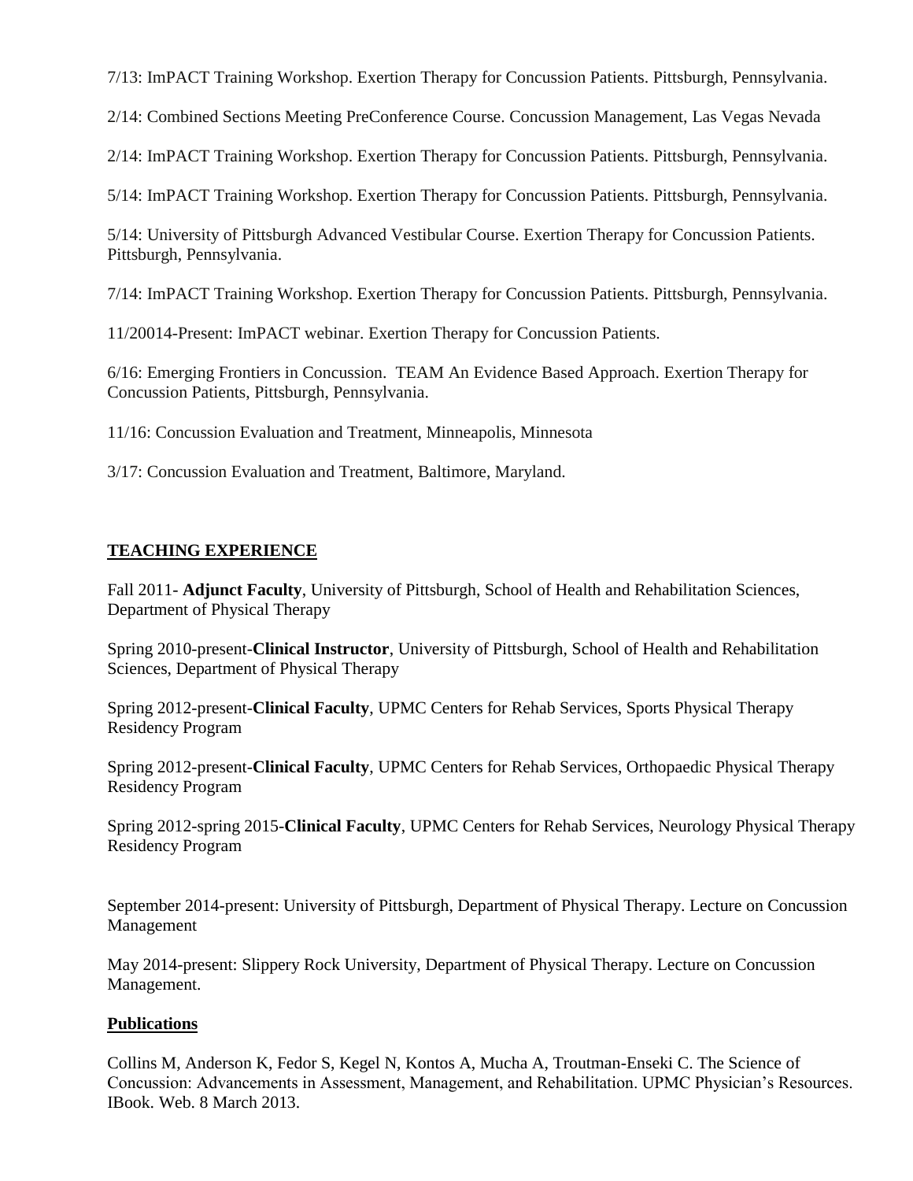7/13: ImPACT Training Workshop. Exertion Therapy for Concussion Patients. Pittsburgh, Pennsylvania.

2/14: Combined Sections Meeting PreConference Course. Concussion Management, Las Vegas Nevada

2/14: ImPACT Training Workshop. Exertion Therapy for Concussion Patients. Pittsburgh, Pennsylvania.

5/14: ImPACT Training Workshop. Exertion Therapy for Concussion Patients. Pittsburgh, Pennsylvania.

5/14: University of Pittsburgh Advanced Vestibular Course. Exertion Therapy for Concussion Patients. Pittsburgh, Pennsylvania.

7/14: ImPACT Training Workshop. Exertion Therapy for Concussion Patients. Pittsburgh, Pennsylvania.

11/20014-Present: ImPACT webinar. Exertion Therapy for Concussion Patients.

6/16: Emerging Frontiers in Concussion. TEAM An Evidence Based Approach. Exertion Therapy for Concussion Patients, Pittsburgh, Pennsylvania.

11/16: Concussion Evaluation and Treatment, Minneapolis, Minnesota

3/17: Concussion Evaluation and Treatment, Baltimore, Maryland.

## TEACHING EXPERIENCE

Fall 2011- **Adjunct Faculty**, University of Pittsburgh, School of Health and Rehabilitation Sciences, Department of Physical Therapy

Spring 2010-present-**Clinical Instructor**, University of Pittsburgh, School of Health and Rehabilitation Sciences, Department of Physical Therapy

Spring 2012-present-**Clinical Faculty**, UPMC Centers for Rehab Services, Sports Physical Therapy Residency Program

Spring 2012-present-**Clinical Faculty**, UPMC Centers for Rehab Services, Orthopaedic Physical Therapy Residency Program

Spring 2012-spring 2015-**Clinical Faculty**, UPMC Centers for Rehab Services, Neurology Physical Therapy Residency Program

September 2014-present: University of Pittsburgh, Department of Physical Therapy. Lecture on Concussion Management

May 2014-present: Slippery Rock University, Department of Physical Therapy. Lecture on Concussion Management.

## Publications

Collins M, Anderson K, Fedor S, Kegel N, Kontos A, Mucha A, Troutman-Enseki C. The Science of Concussion: Advancements in Assessment, Management, and Rehabilitation. UPMC Physician's Resources. IBook. Web. 8 March 2013.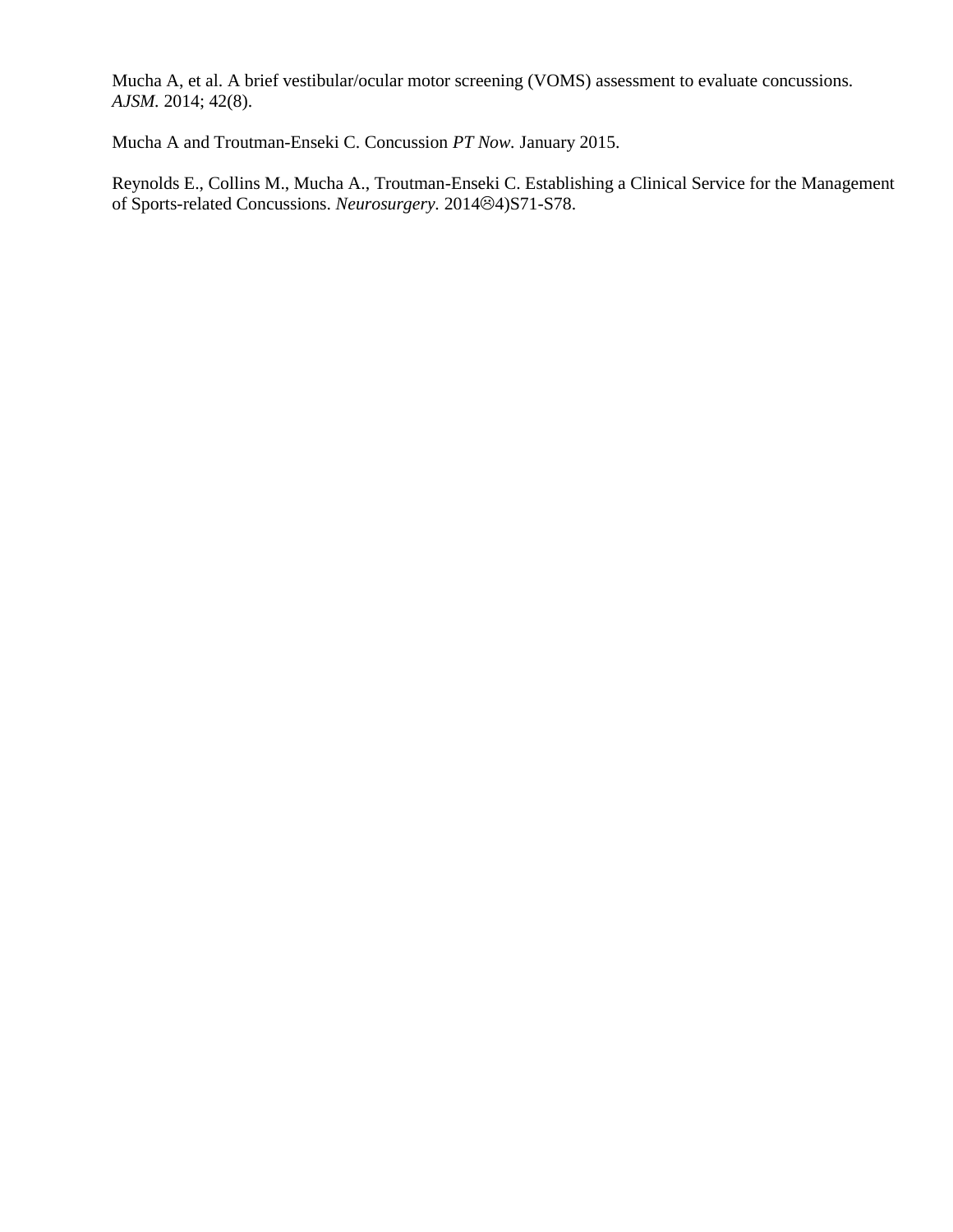Mucha A, et al. A brief vestibular/ocular motor screening (VOMS) assessment to evaluate concussions. *AJSM.* 2014; 42(8).

Mucha A and Troutman-Enseki C. Concussion *PT Now.* January 2015.

Reynolds E., Collins M., Mucha A., Troutman-Enseki C. Establishing a Clinical Service for the Management of Sports-related Concussions. *Neurosurgery.* 2014☹4)S71-S78.